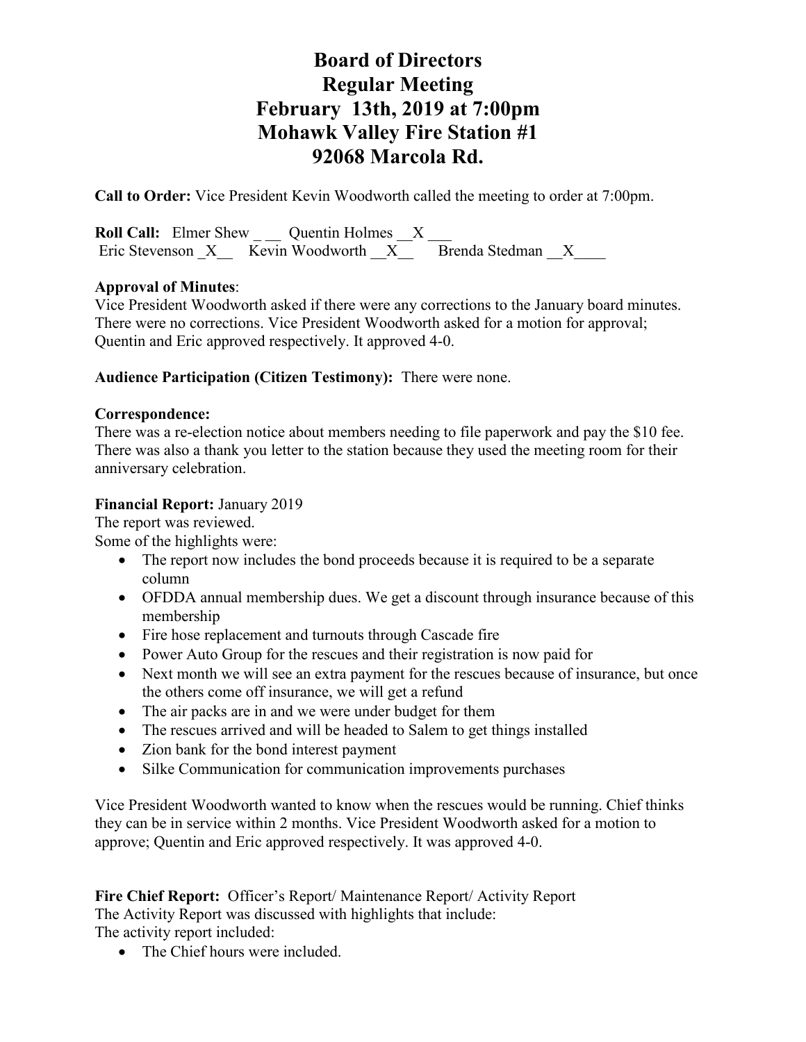# Board of Directors
# Regular Meeting
# February 13th, 2019 at 7:00pm
# Mohawk Valley Fire Station #1
# 92068 Marcola Rd.

**Call to Order:** Vice President Kevin Woodworth called the meeting to order at 7:00pm.

**Roll Call:** Elmer Shew _ __ Quentin Holmes __X ___
Eric Stevenson _X__ Kevin Woodworth __X__ Brenda Stedman __X____

**Approval of Minutes**:
Vice President Woodworth asked if there were any corrections to the January board minutes. There were no corrections. Vice President Woodworth asked for a motion for approval; Quentin and Eric approved respectively. It approved 4-0.

**Audience Participation (Citizen Testimony):** There were none.

**Correspondence:**
There was a re-election notice about members needing to file paperwork and pay the $10 fee. There was also a thank you letter to the station because they used the meeting room for their anniversary celebration.

**Financial Report:** January 2019
The report was reviewed.
Some of the highlights were:

- The report now includes the bond proceeds because it is required to be a separate column
- OFDDA annual membership dues. We get a discount through insurance because of this membership
- Fire hose replacement and turnouts through Cascade fire
- Power Auto Group for the rescues and their registration is now paid for
- Next month we will see an extra payment for the rescues because of insurance, but once the others come off insurance, we will get a refund
- The air packs are in and we were under budget for them
- The rescues arrived and will be headed to Salem to get things installed
- Zion bank for the bond interest payment
- Silke Communication for communication improvements purchases

Vice President Woodworth wanted to know when the rescues would be running. Chief thinks they can be in service within 2 months. Vice President Woodworth asked for a motion to approve; Quentin and Eric approved respectively. It was approved 4-0.

**Fire Chief Report:** Officer's Report/ Maintenance Report/ Activity Report
The Activity Report was discussed with highlights that include:
The activity report included:

- The Chief hours were included.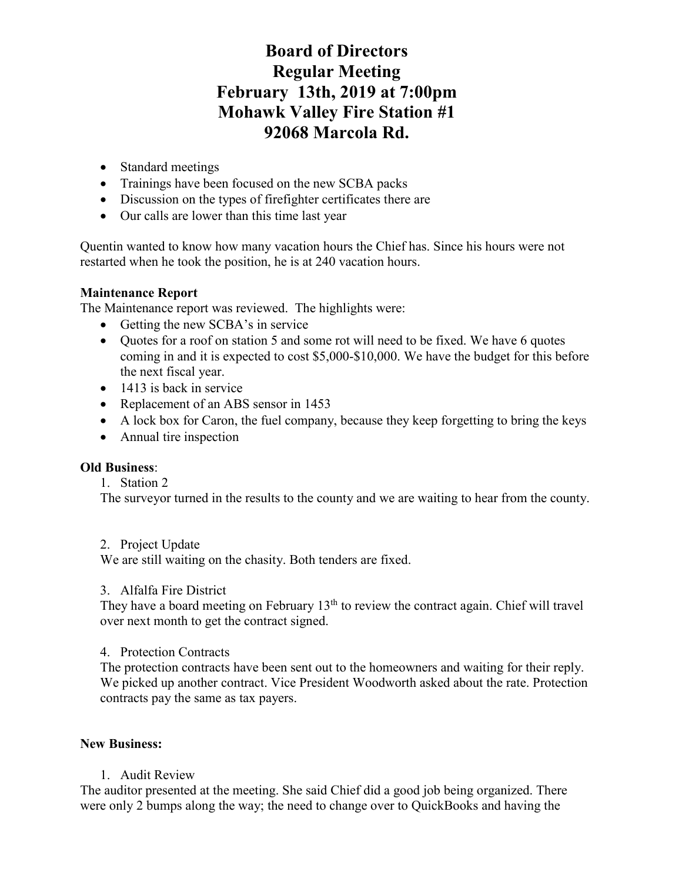# Board of Directors
# Regular Meeting
# February 13th, 2019 at 7:00pm
# Mohawk Valley Fire Station #1
# 92068 Marcola Rd.

- Standard meetings
- Trainings have been focused on the new SCBA packs
- Discussion on the types of firefighter certificates there are
- Our calls are lower than this time last year

Quentin wanted to know how many vacation hours the Chief has. Since his hours were not restarted when he took the position, he is at 240 vacation hours.

**Maintenance Report**

The Maintenance report was reviewed. The highlights were:

- Getting the new SCBA's in service
- Quotes for a roof on station 5 and some rot will need to be fixed. We have 6 quotes coming in and it is expected to cost $5,000-$10,000. We have the budget for this before the next fiscal year.
- 1413 is back in service
- Replacement of an ABS sensor in 1453
- A lock box for Caron, the fuel company, because they keep forgetting to bring the keys
- Annual tire inspection

**Old Business**:

1. Station 2

The surveyor turned in the results to the county and we are waiting to hear from the county.

2. Project Update

We are still waiting on the chasity. Both tenders are fixed.

3. Alfalfa Fire District

They have a board meeting on February 13th to review the contract again. Chief will travel over next month to get the contract signed.

4. Protection Contracts

The protection contracts have been sent out to the homeowners and waiting for their reply. We picked up another contract. Vice President Woodworth asked about the rate. Protection contracts pay the same as tax payers.

**New Business:**

1. Audit Review

The auditor presented at the meeting. She said Chief did a good job being organized. There were only 2 bumps along the way; the need to change over to QuickBooks and having the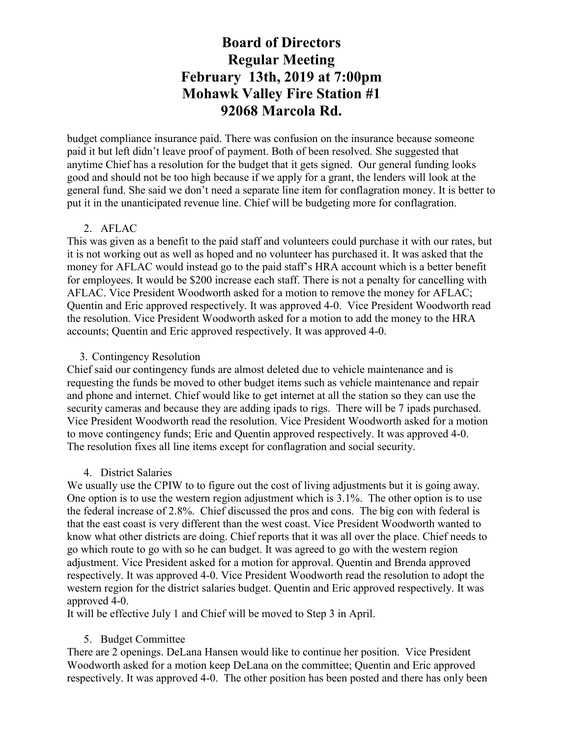budget compliance insurance paid. There was confusion on the insurance because someone paid it but left didn't leave proof of payment. Both of been resolved. She suggested that anytime Chief has a resolution for the budget that it gets signed. Our general funding looks good and should not be too high because if we apply for a grant, the lenders will look at the general fund. She said we don't need a separate line item for conflagration money. It is better to put it in the unanticipated revenue line. Chief will be budgeting more for conflagration.

2. AFLAC

This was given as a benefit to the paid staff and volunteers could purchase it with our rates, but it is not working out as well as hoped and no volunteer has purchased it. It was asked that the money for AFLAC would instead go to the paid staff's HRA account which is a better benefit for employees. It would be $200 increase each staff. There is not a penalty for cancelling with AFLAC. Vice President Woodworth asked for a motion to remove the money for AFLAC; Quentin and Eric approved respectively. It was approved 4-0. Vice President Woodworth read the resolution. Vice President Woodworth asked for a motion to add the money to the HRA accounts; Quentin and Eric approved respectively. It was approved 4-0.

3. Contingency Resolution

Chief said our contingency funds are almost deleted due to vehicle maintenance and is requesting the funds be moved to other budget items such as vehicle maintenance and repair and phone and internet. Chief would like to get internet at all the station so they can use the security cameras and because they are adding ipads to rigs. There will be 7 ipads purchased. Vice President Woodworth read the resolution. Vice President Woodworth asked for a motion to move contingency funds; Eric and Quentin approved respectively. It was approved 4-0. The resolution fixes all line items except for conflagration and social security.

4. District Salaries

We usually use the CPIW to to figure out the cost of living adjustments but it is going away. One option is to use the western region adjustment which is 3.1%. The other option is to use the federal increase of 2.8%. Chief discussed the pros and cons. The big con with federal is that the east coast is very different than the west coast. Vice President Woodworth wanted to know what other districts are doing. Chief reports that it was all over the place. Chief needs to go which route to go with so he can budget. It was agreed to go with the western region adjustment. Vice President asked for a motion for approval. Quentin and Brenda approved respectively. It was approved 4-0. Vice President Woodworth read the resolution to adopt the western region for the district salaries budget. Quentin and Eric approved respectively. It was approved 4-0.

It will be effective July 1 and Chief will be moved to Step 3 in April.

5. Budget Committee

There are 2 openings. DeLana Hansen would like to continue her position. Vice President Woodworth asked for a motion keep DeLana on the committee; Quentin and Eric approved respectively. It was approved 4-0. The other position has been posted and there has only been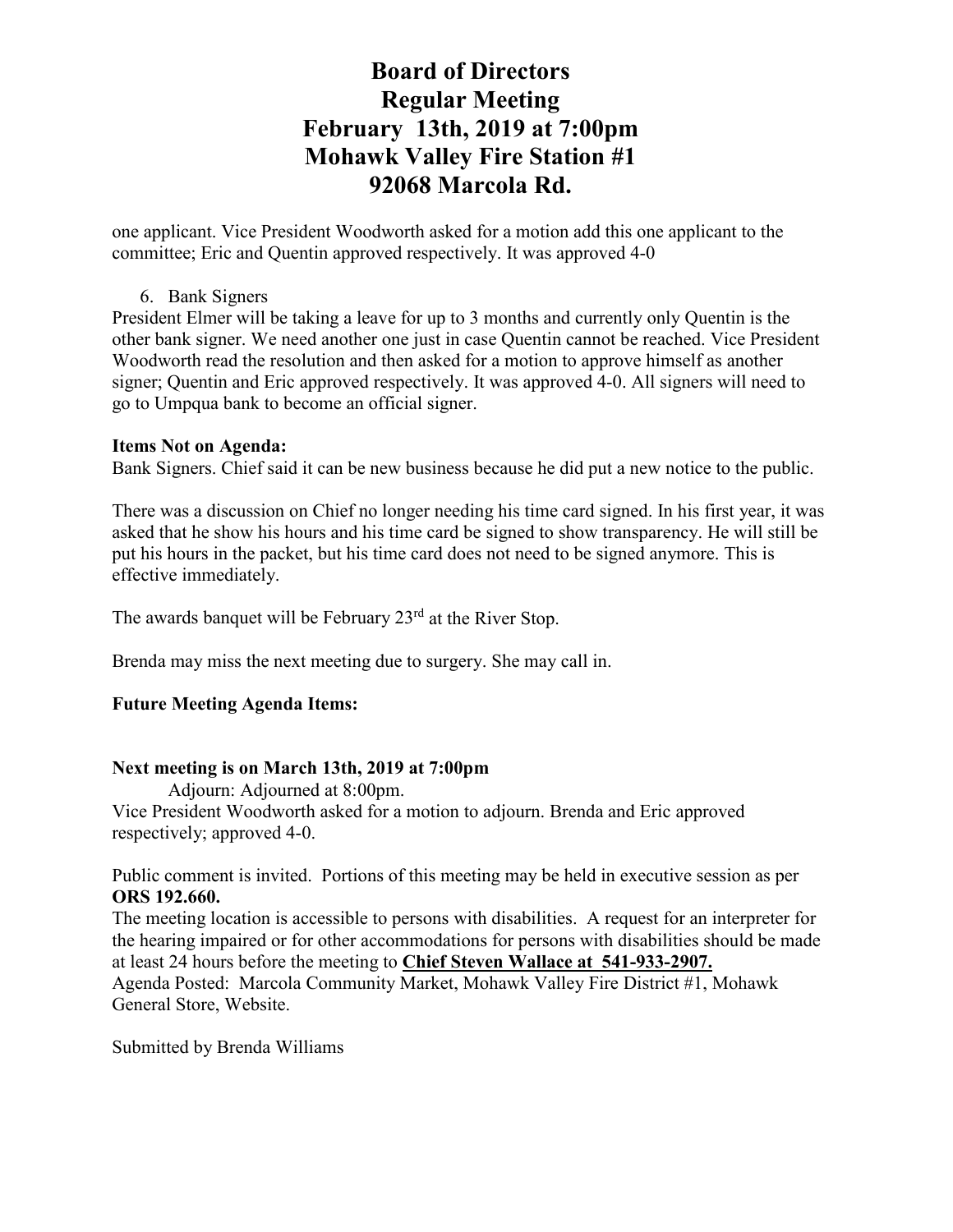# Board of Directors Regular Meeting February 13th, 2019 at 7:00pm Mohawk Valley Fire Station #1 92068 Marcola Rd.

one applicant. Vice President Woodworth asked for a motion add this one applicant to the committee; Eric and Quentin approved respectively. It was approved 4-0

6. Bank Signers

President Elmer will be taking a leave for up to 3 months and currently only Quentin is the other bank signer. We need another one just in case Quentin cannot be reached. Vice President Woodworth read the resolution and then asked for a motion to approve himself as another signer; Quentin and Eric approved respectively. It was approved 4-0. All signers will need to go to Umpqua bank to become an official signer.

**Items Not on Agenda:**

Bank Signers. Chief said it can be new business because he did put a new notice to the public.

There was a discussion on Chief no longer needing his time card signed. In his first year, it was asked that he show his hours and his time card be signed to show transparency. He will still be put his hours in the packet, but his time card does not need to be signed anymore. This is effective immediately.

The awards banquet will be February 23rd at the River Stop.

Brenda may miss the next meeting due to surgery. She may call in.

**Future Meeting Agenda Items:**

**Next meeting is on March 13th, 2019 at 7:00pm**

Adjourn: Adjourned at 8:00pm.

Vice President Woodworth asked for a motion to adjourn. Brenda and Eric approved respectively; approved 4-0.

Public comment is invited. Portions of this meeting may be held in executive session as per **ORS 192.660.**

The meeting location is accessible to persons with disabilities. A request for an interpreter for the hearing impaired or for other accommodations for persons with disabilities should be made at least 24 hours before the meeting to **Chief Steven Wallace at 541-933-2907.**

Agenda Posted: Marcola Community Market, Mohawk Valley Fire District #1, Mohawk General Store, Website.

Submitted by Brenda Williams